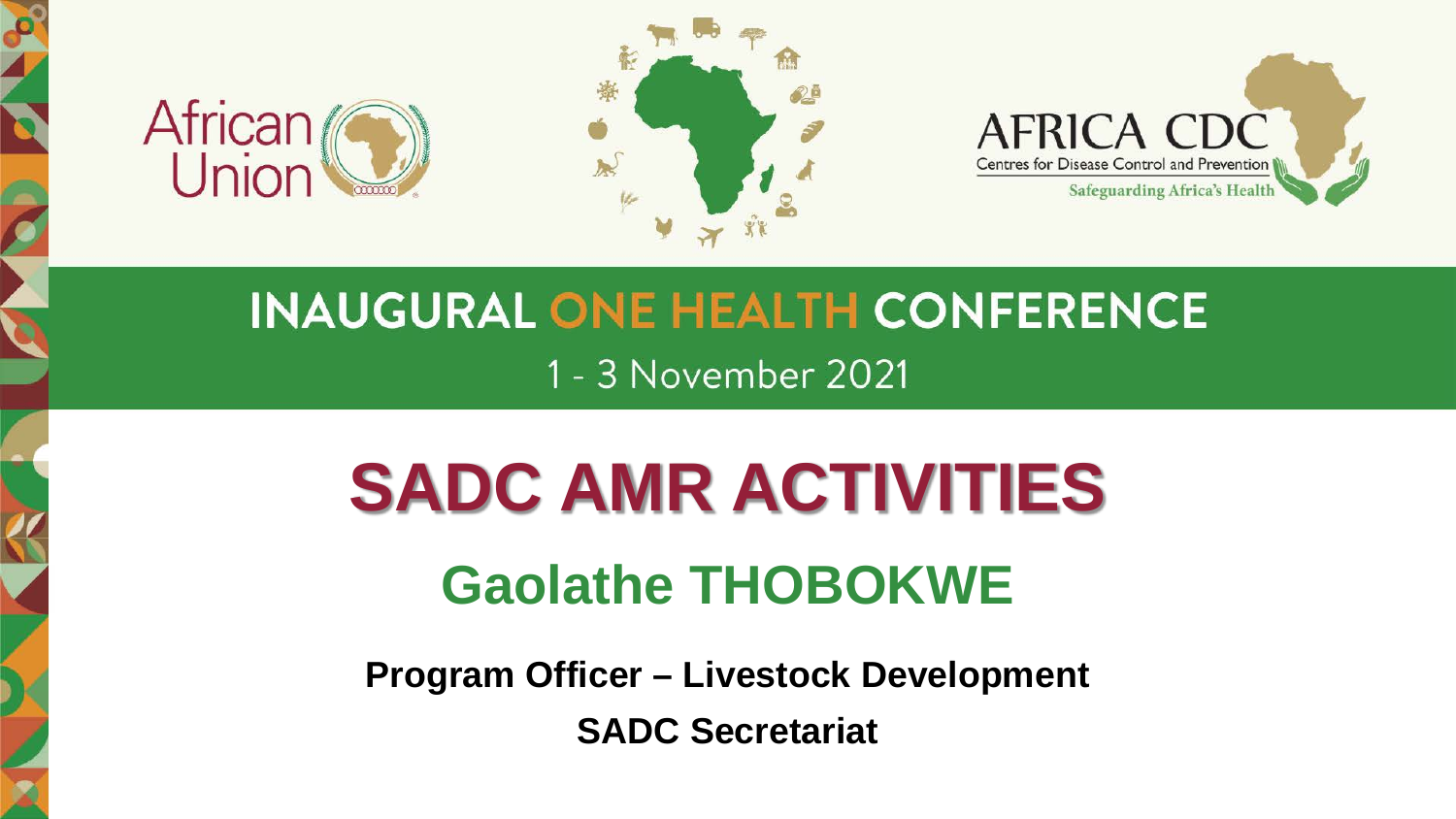African Union

AFRICA CDC
Centres for Disease Control and Prevention
Safeguarding Africa's Health

INAUGURAL ONE HEALTH CONFERENCE

1 - 3 November 2021

# SADC AMR ACTIVITIES

## Gaolathe THOBOKWE

**Program Officer – Livestock Development**

**SADC Secretariat**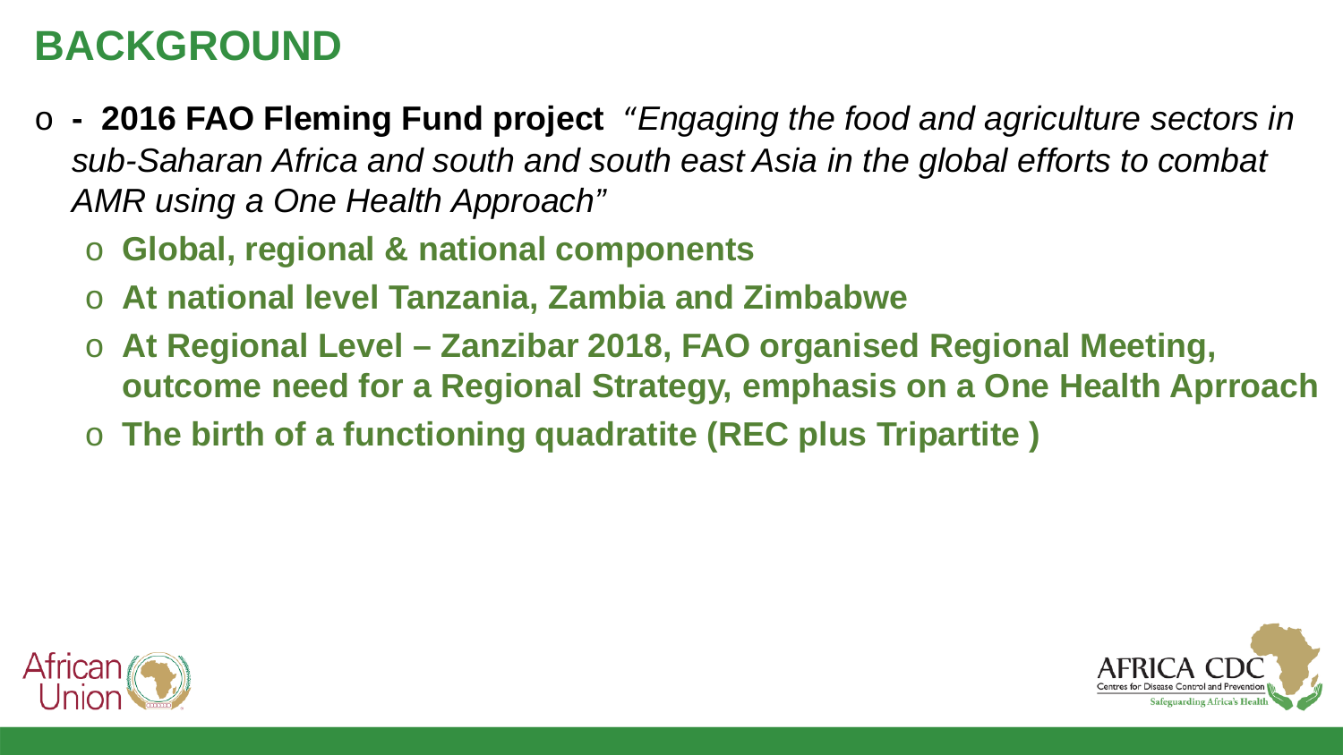# BACKGROUND

- **- 2016 FAO Fleming Fund project** *"Engaging the food and agriculture sectors in sub-Saharan Africa and south and south east Asia in the global efforts to combat AMR using a One Health Approach"*
  - **Global, regional & national components**
  - **At national level Tanzania, Zambia and Zimbabwe**
  - **At Regional Level – Zanzibar 2018, FAO organised Regional Meeting, outcome need for a Regional Strategy, emphasis on a One Health Aprroach**
  - **The birth of a functioning quadratite (REC plus Tripartite )**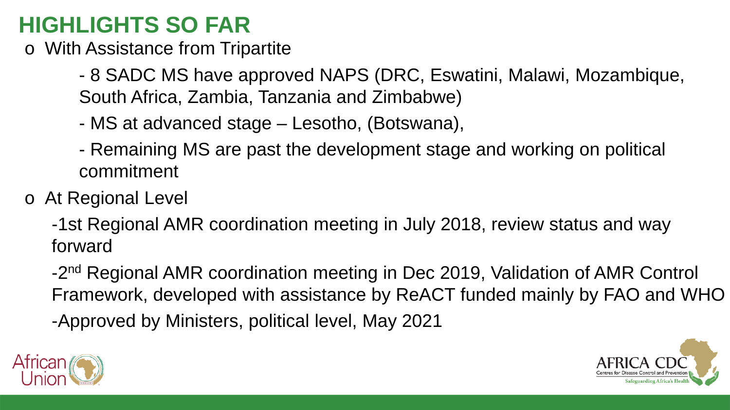# HIGHLIGHTS SO FAR

- With Assistance from Tripartite
  - 8 SADC MS have approved NAPS (DRC, Eswatini, Malawi, Mozambique, South Africa, Zambia, Tanzania and Zimbabwe)
  - MS at advanced stage – Lesotho, (Botswana),
  - Remaining MS are past the development stage and working on political commitment
- At Regional Level
  - 1st Regional AMR coordination meeting in July 2018, review status and way forward
  - 2nd Regional AMR coordination meeting in Dec 2019, Validation of AMR Control Framework, developed with assistance by ReACT funded mainly by FAO and WHO
  - Approved by Ministers, political level, May 2021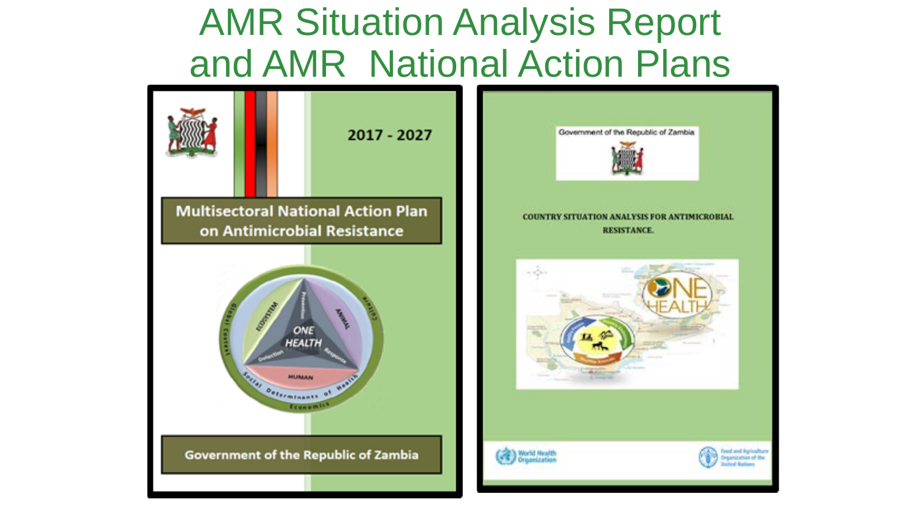# AMR Situation Analysis Report and AMR National Action Plans

2017 - 2027

**Multisectoral National Action Plan on Antimicrobial Resistance**

**Government of the Republic of Zambia**

Government of the Republic of Zambia

**COUNTRY SITUATION ANALYSIS FOR ANTIMICROBIAL RESISTANCE.**

World Health Organization

Food and Agriculture Organization of the United Nations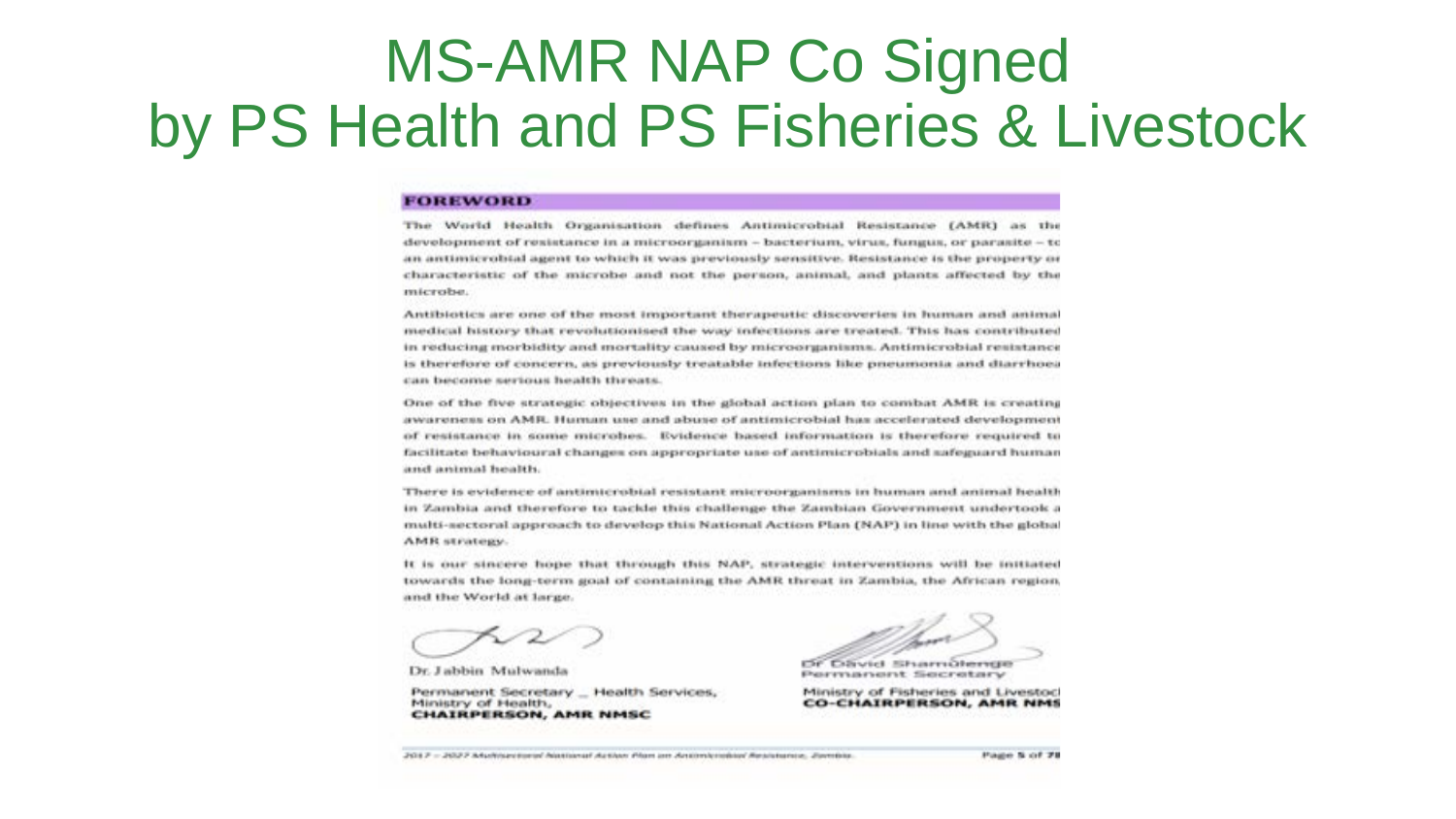# MS-AMR NAP Co Signed by PS Health and PS Fisheries & Livestock

## FOREWORD

The World Health Organisation defines Antimicrobial Resistance (AMR) as the development of resistance in a microorganism – bacterium, virus, fungus, or parasite – to an antimicrobial agent to which it was previously sensitive. Resistance is the property or characteristic of the microbe and not the person, animal, and plants affected by the microbe.

Antibiotics are one of the most important therapeutic discoveries in human and animal medical history that revolutionised the way infections are treated. This has contributed in reducing morbidity and mortality caused by microorganisms. Antimicrobial resistance is therefore of concern, as previously treatable infections like pneumonia and diarrhoea can become serious health threats.

One of the five strategic objectives in the global action plan to combat AMR is creating awareness on AMR. Human use and abuse of antimicrobial has accelerated development of resistance in some microbes. Evidence based information is therefore required to facilitate behavioural changes on appropriate use of antimicrobials and safeguard human and animal health.

There is evidence of antimicrobial resistant microorganisms in human and animal health in Zambia and therefore to tackle this challenge the Zambian Government undertook a multi-sectoral approach to develop this National Action Plan (NAP) in line with the global AMR strategy.

It is our sincere hope that through this NAP, strategic interventions will be initiated towards the long-term goal of containing the AMR threat in Zambia, the African region and the World at large.

Dr. Jabbin Mulwanda
Permanent Secretary _ Health Services,
Ministry of Health,
**CHAIRPERSON, AMR NMSC**

Dr David Shamulenge
Permanent Secretary
Ministry of Fisheries and Livestock
**CO-CHAIRPERSON, AMR NMS**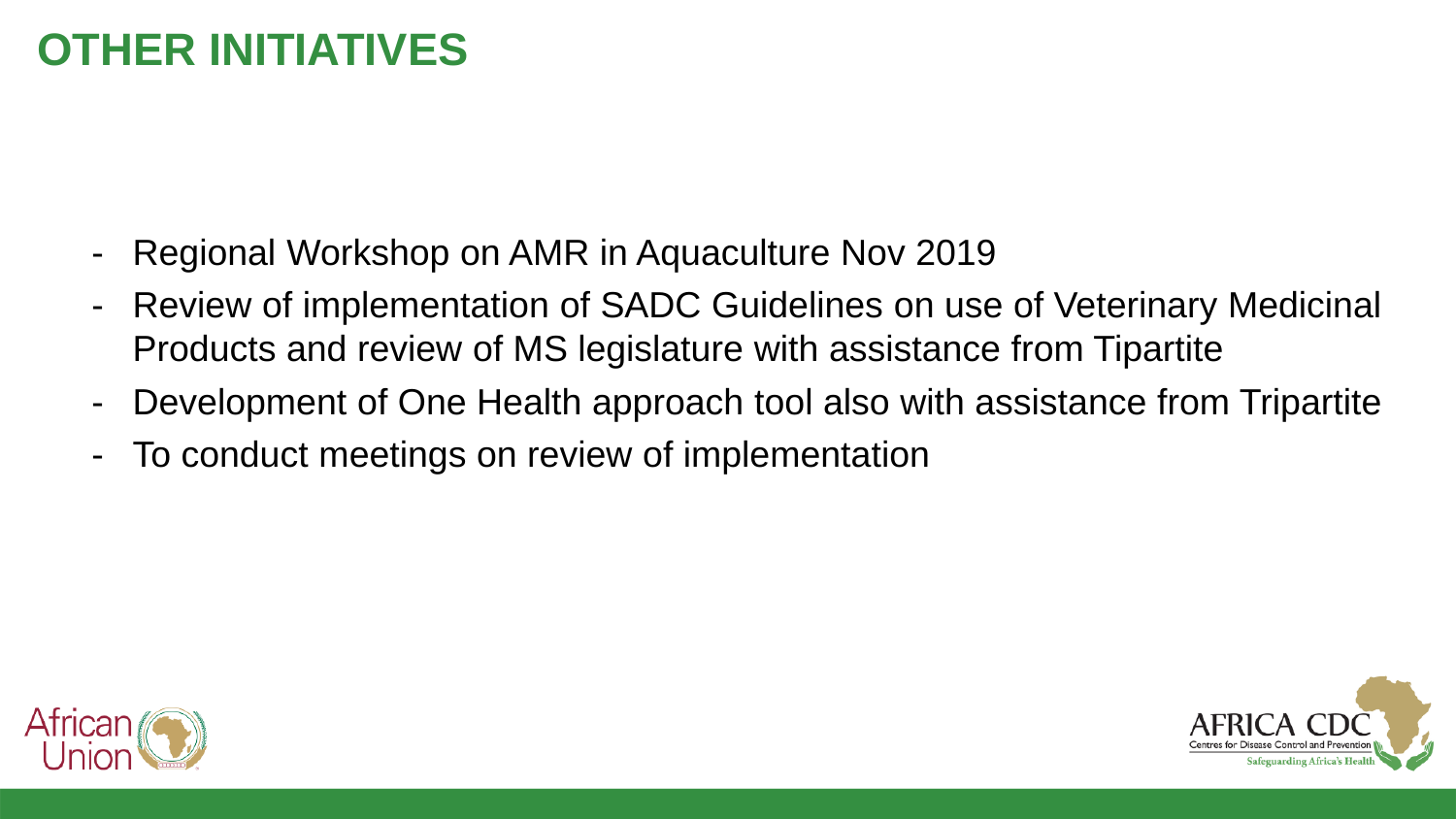# OTHER INITIATIVES

- Regional Workshop on AMR in Aquaculture Nov 2019
- Review of implementation of SADC Guidelines on use of Veterinary Medicinal Products and review of MS legislature with assistance from Tipartite
- Development of One Health approach tool also with assistance from Tripartite
- To conduct meetings on review of implementation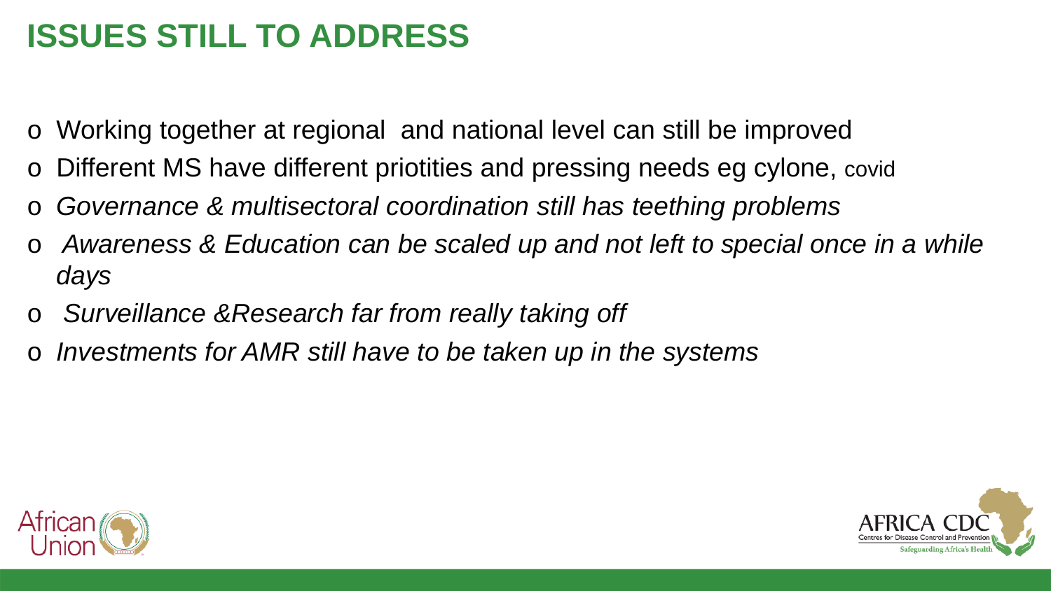# ISSUES STILL TO ADDRESS

- Working together at regional  and national level can still be improved
- Different MS have different priotities and pressing needs eg cylone, covid
- *Governance & multisectoral coordination still has teething problems*
- *Awareness & Education can be scaled up and not left to special once in a while days*
- *Surveillance &Research far from really taking off*
- *Investments for AMR still have to be taken up in the systems*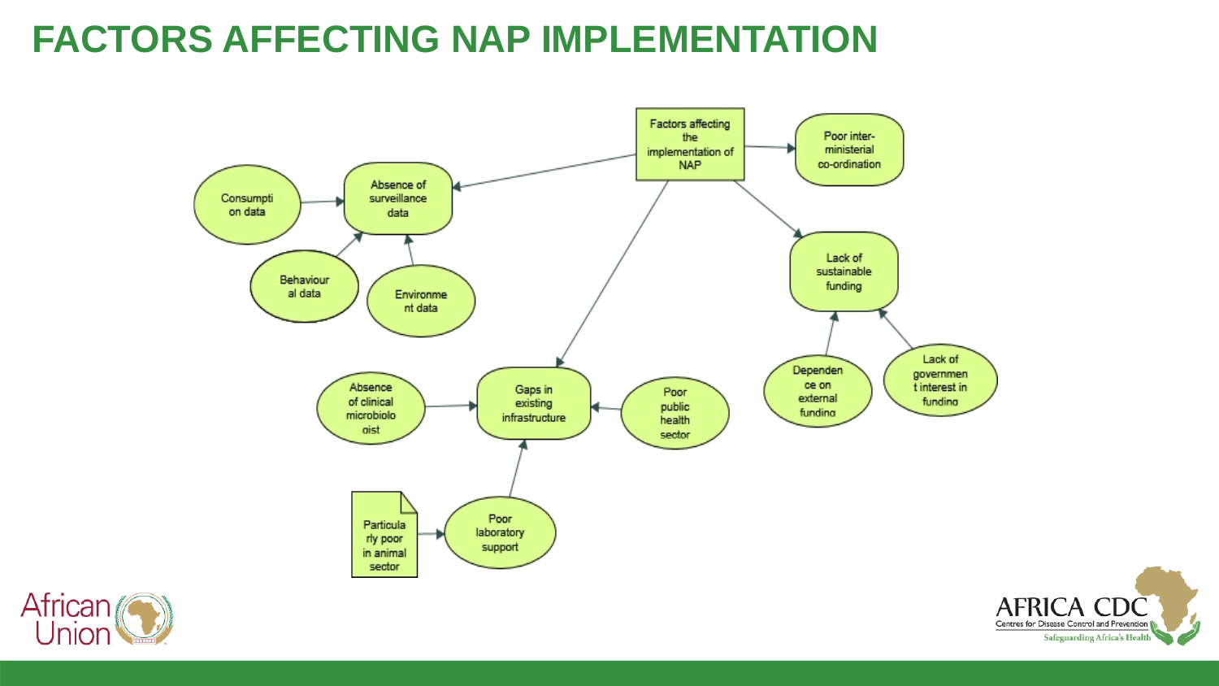# FACTORS AFFECTING NAP IMPLEMENTATION

- Factors affecting the implementation of NAP
  - Absence of surveillance data
    - Consumption data
    - Behavioural data
    - Environment data
  - Poor inter-ministerial co-ordination
  - Lack of sustainable funding
    - Dependence on external funding
    - Lack of government interest in funding
  - Gaps in existing infrastructure
    - Absence of clinical microbiologist
    - Poor public health sector
    - Poor laboratory support
      - Particularly poor in animal sector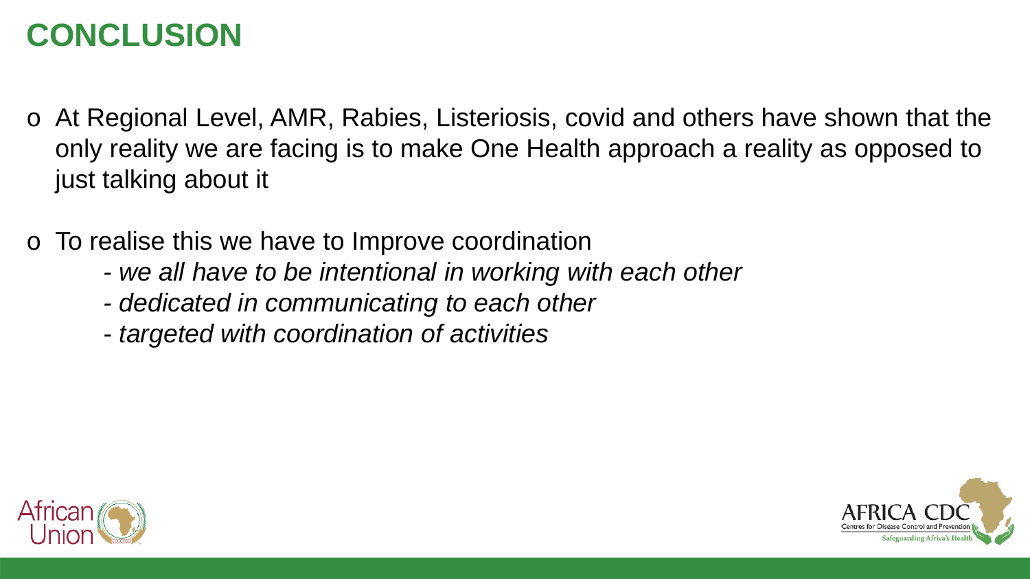# CONCLUSION

- At Regional Level, AMR, Rabies, Listeriosis, covid and others have shown that the only reality we are facing is to make One Health approach a reality as opposed to just talking about it

- To realise this we have to Improve coordination
  - *we all have to be intentional in working with each other*
  - *dedicated in communicating to each other*
  - *targeted with coordination of activities*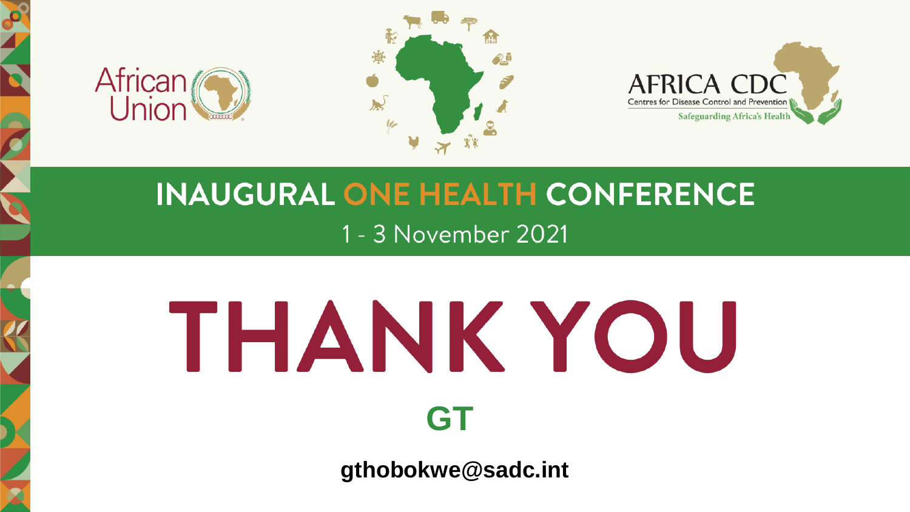African Union

AFRICA CDC

Centres for Disease Control and Prevention

Safeguarding Africa's Health

# INAUGURAL ONE HEALTH CONFERENCE

1 - 3 November 2021

# THANK YOU

**GT**

**gthobokwe@sadc.int**